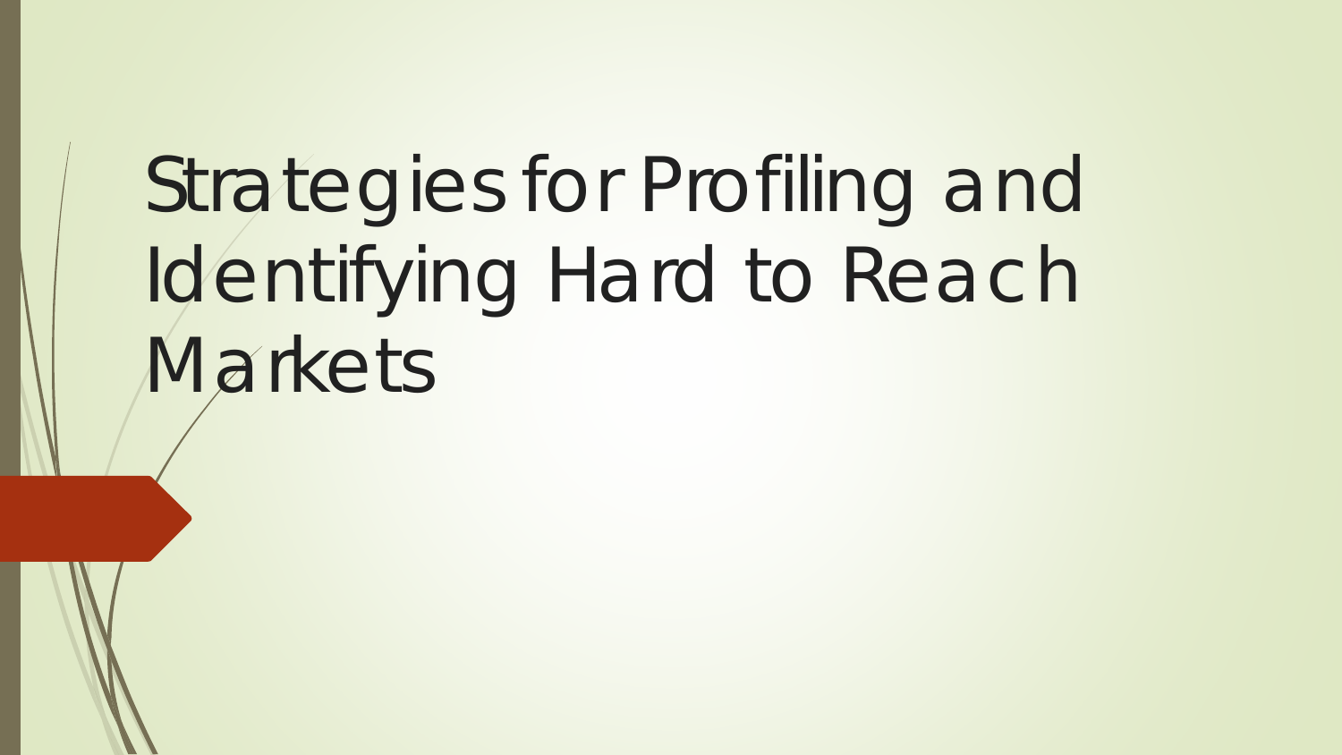# Strategies for Profiling and Identifying Hard to Reach Markets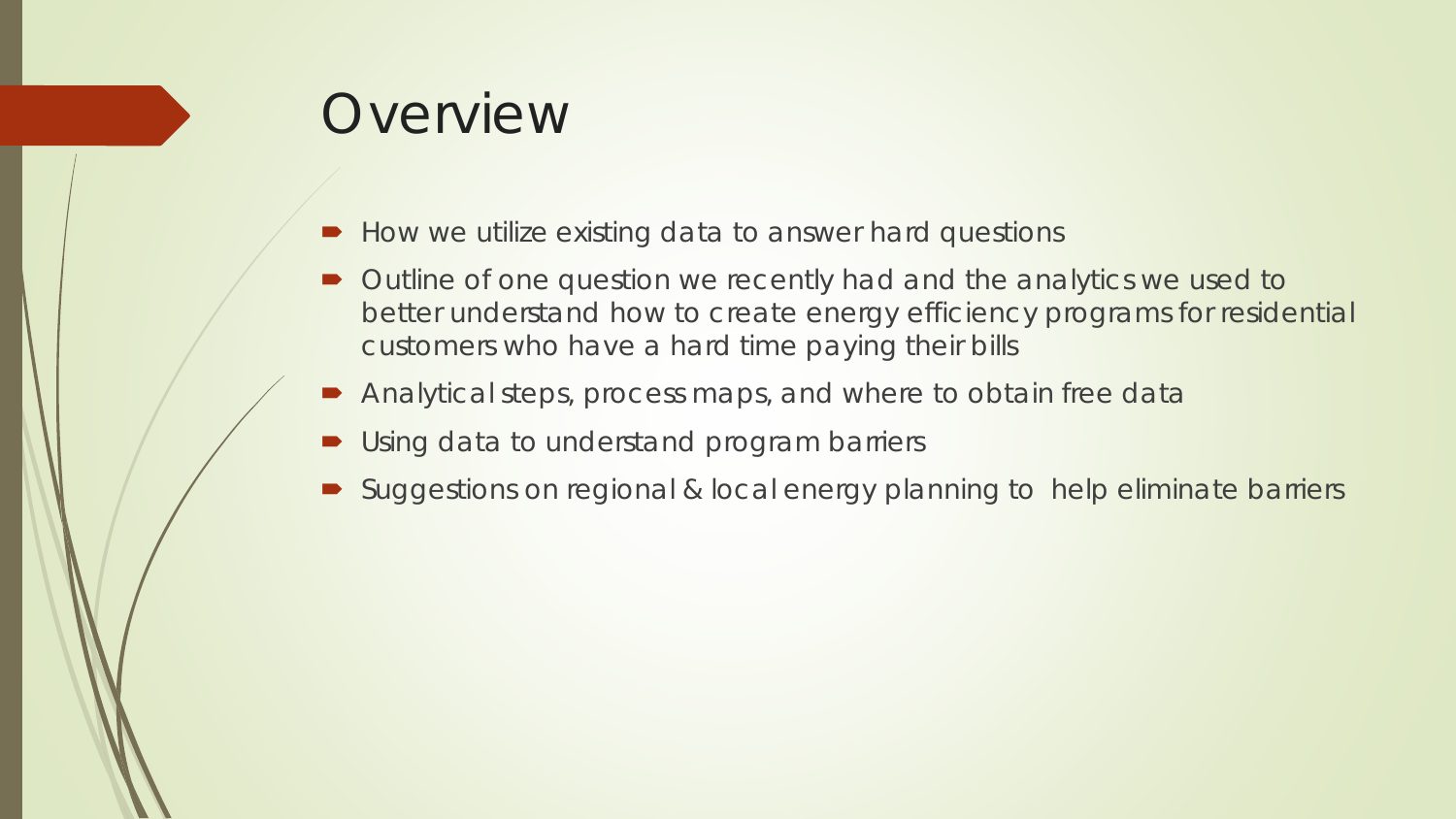# Overview

- How we utilize existing data to answer hard questions
- Outline of one question we recently had and the analytics we used to better understand how to create energy efficiency programs for residential customers who have a hard time paying their bills
- Analytical steps, process maps, and where to obtain free data
- Using data to understand program barriers
- Suggestions on regional & local energy planning to help eliminate barriers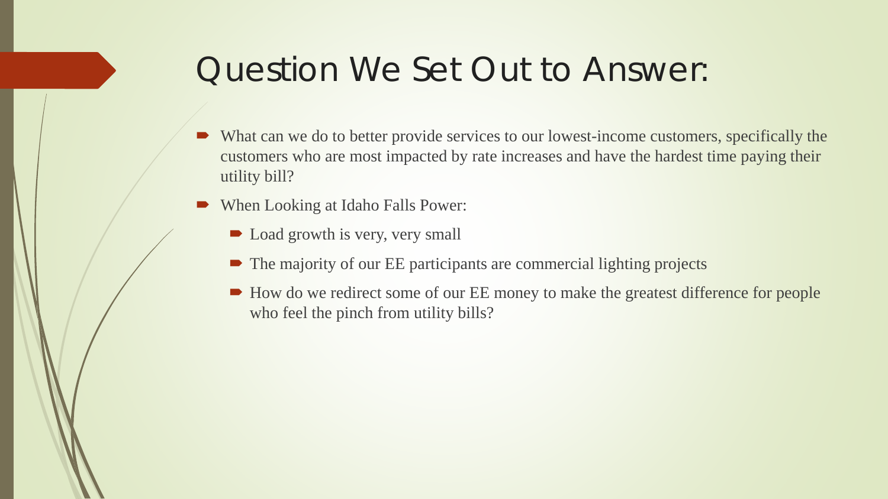# Question We Set Out to Answer:

- What can we do to better provide services to our lowest-income customers, specifically the customers who are most impacted by rate increases and have the hardest time paying their utility bill?
- When Looking at Idaho Falls Power:
  - Load growth is very, very small
  - The majority of our EE participants are commercial lighting projects
  - How do we redirect some of our EE money to make the greatest difference for people who feel the pinch from utility bills?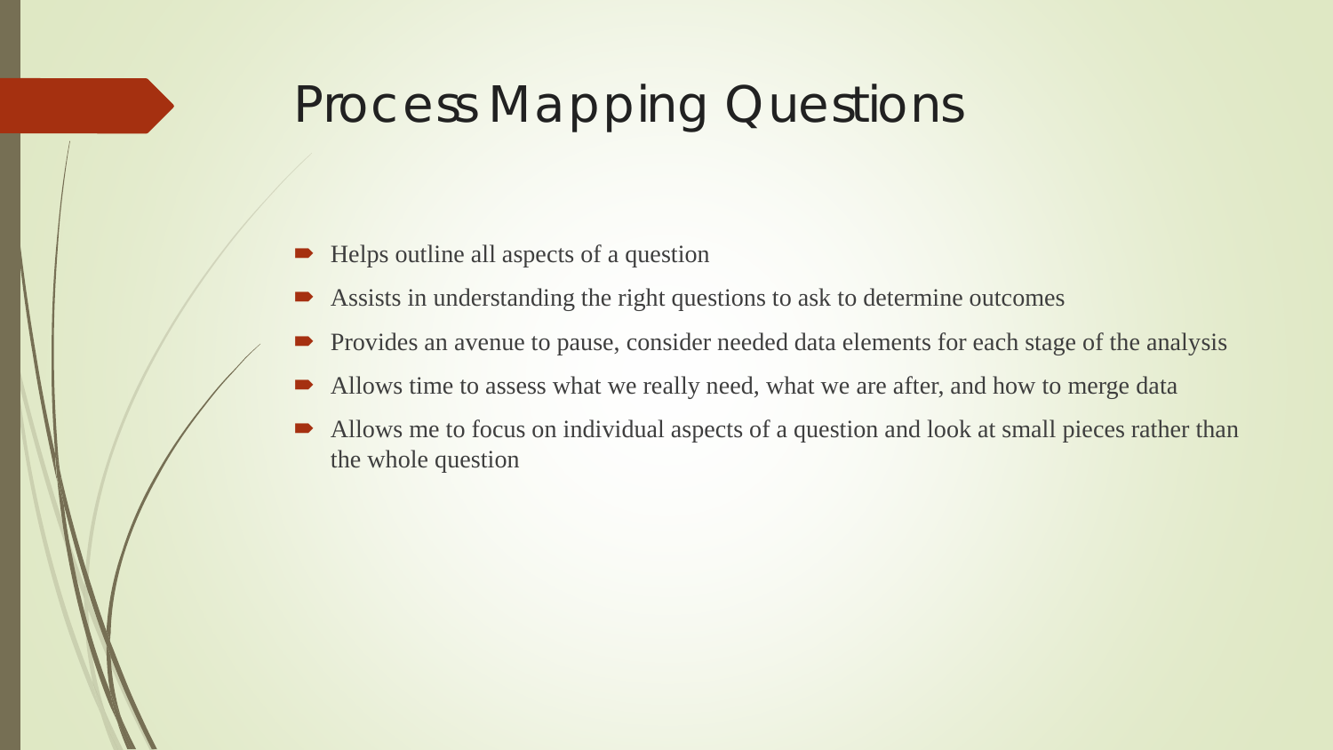# Process Mapping Questions

- Helps outline all aspects of a question
- Assists in understanding the right questions to ask to determine outcomes
- Provides an avenue to pause, consider needed data elements for each stage of the analysis
- Allows time to assess what we really need, what we are after, and how to merge data
- Allows me to focus on individual aspects of a question and look at small pieces rather than the whole question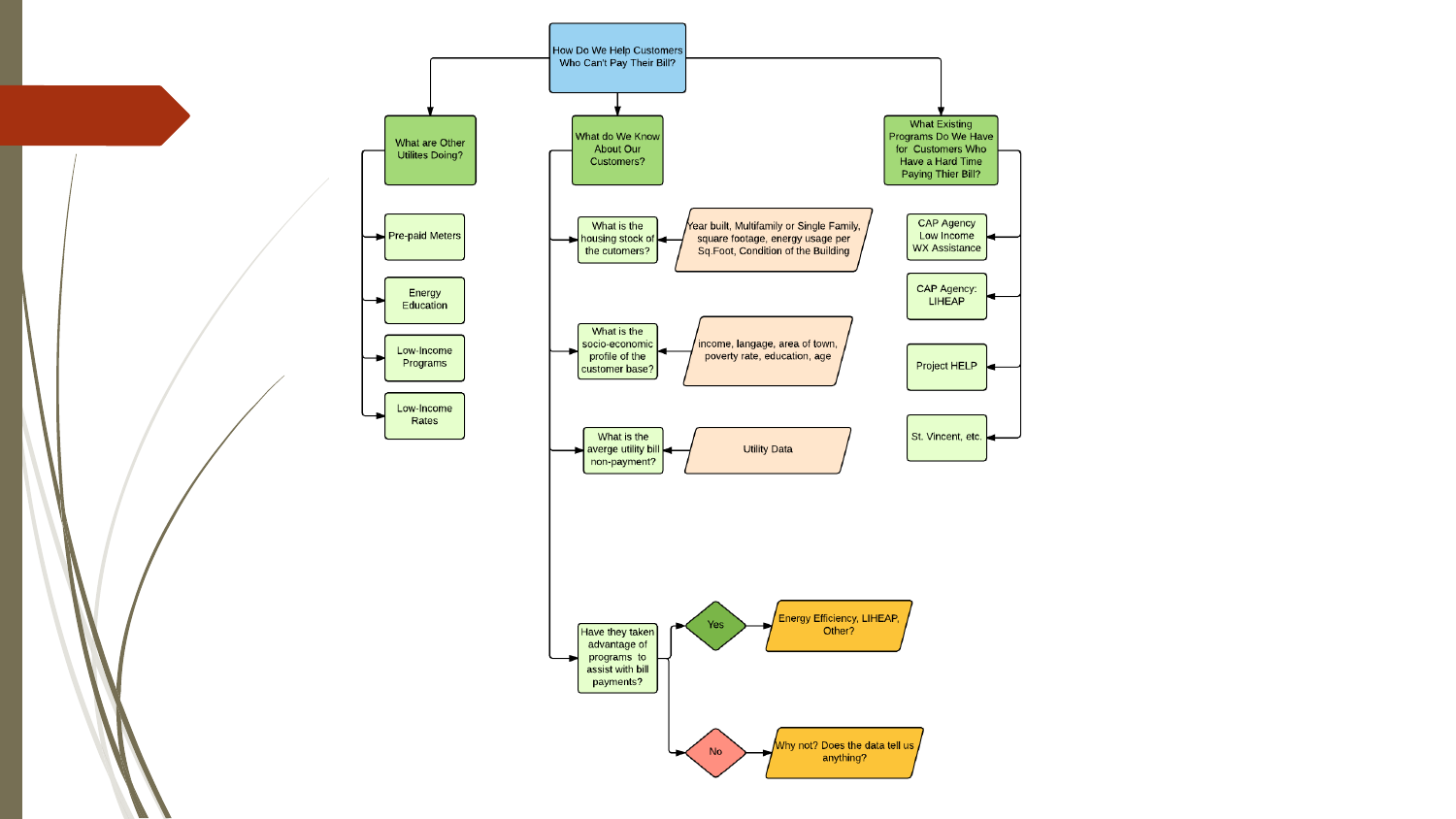# How Do We Help Customers Who Can't Pay Their Bill?

## What are Other Utilites Doing?

- Pre-paid Meters
- Energy Education
- Low-Income Programs
- Low-Income Rates

## What do We Know About Our Customers?

- What is the housing stock of the cutomers? ← Year built, Multifamily or Single Family, square footage, energy usage per Sq.Foot, Condition of the Building
- What is the socio-economic profile of the customer base? ← income, langage, area of town, poverty rate, education, age
- What is the averge utility bill non-payment? ← Utility Data
- Have they taken advantage of programs to assist with bill payments?
  - Yes → Energy Efficiency, LIHEAP, Other?
  - No → Why not? Does the data tell us anything?

## What Existing Programs Do We Have for Customers Who Have a Hard Time Paying Thier Bill?

- CAP Agency Low Income WX Assistance
- CAP Agency: LIHEAP
- Project HELP
- St. Vincent, etc.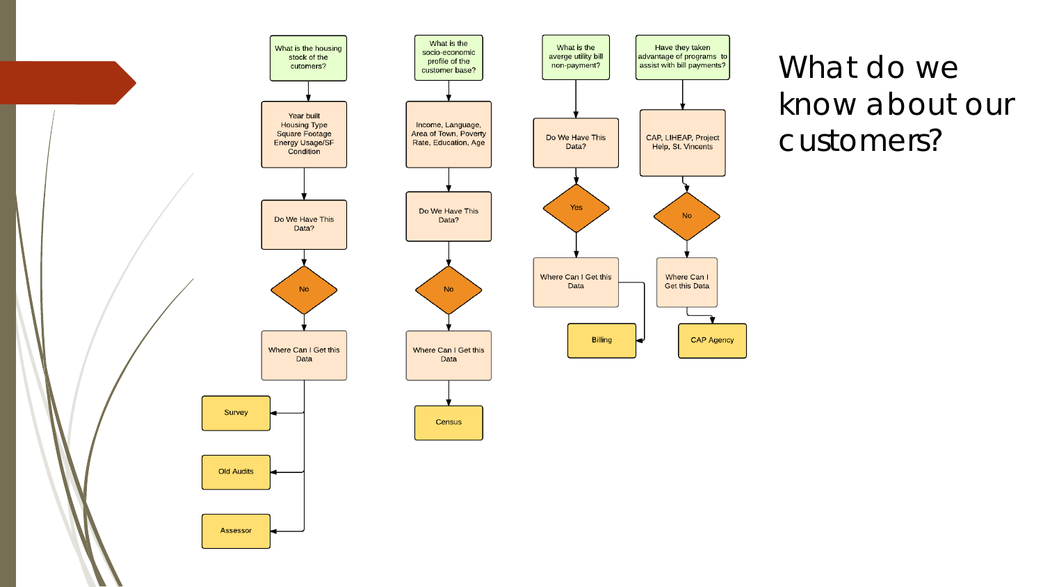# What do we know about our customers?

**What is the housing stock of the cutomers?**
- Year built, Housing Type, Square Footage, Energy Usage/SF, Condition
- Do We Have This Data? → No
- Where Can I Get this Data
  - Survey
  - Old Audits
  - Assessor

**What is the socio-economic profile of the customer base?**
- Income, Language, Area of Town, Poverty Rate, Education, Age
- Do We Have This Data? → No
- Where Can I Get this Data
  - Census

**What is the averge utility bill non-payment?**
- Do We Have This Data? → Yes
- Where Can I Get this Data
  - Billing

**Have they taken advantage of programs to assist with bill payments?**
- CAP, LIHEAP, Project Help, St. Vincents
- No
- Where Can I Get this Data
  - CAP Agency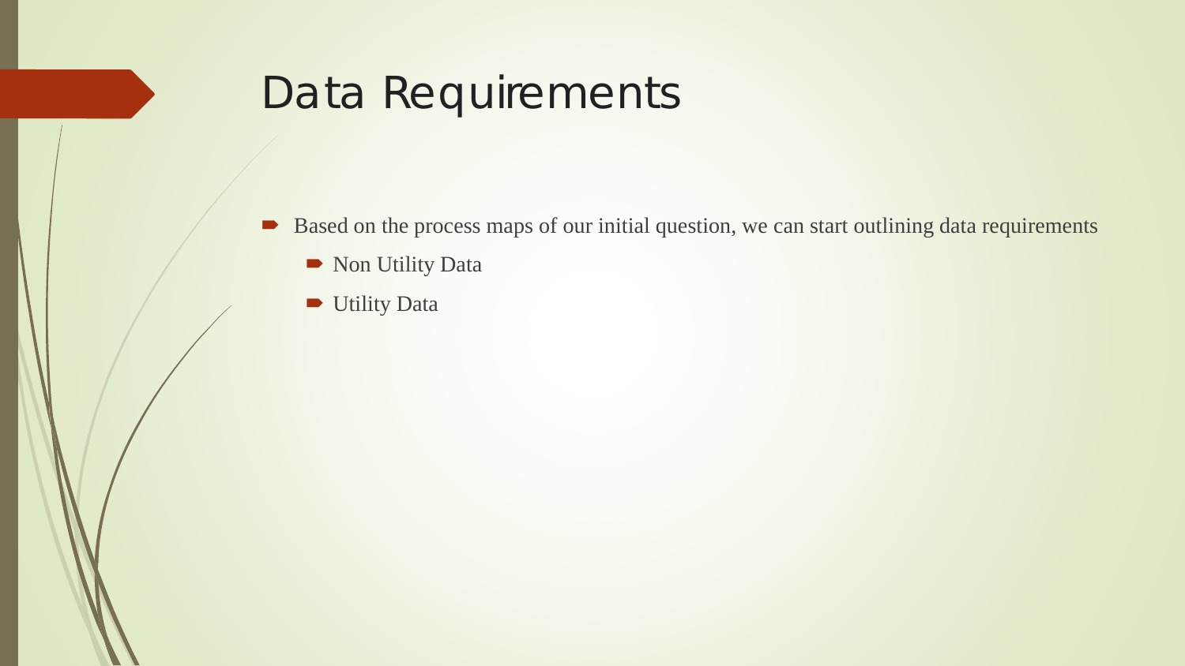# Data Requirements

- Based on the process maps of our initial question, we can start outlining data requirements
  - Non Utility Data
  - Utility Data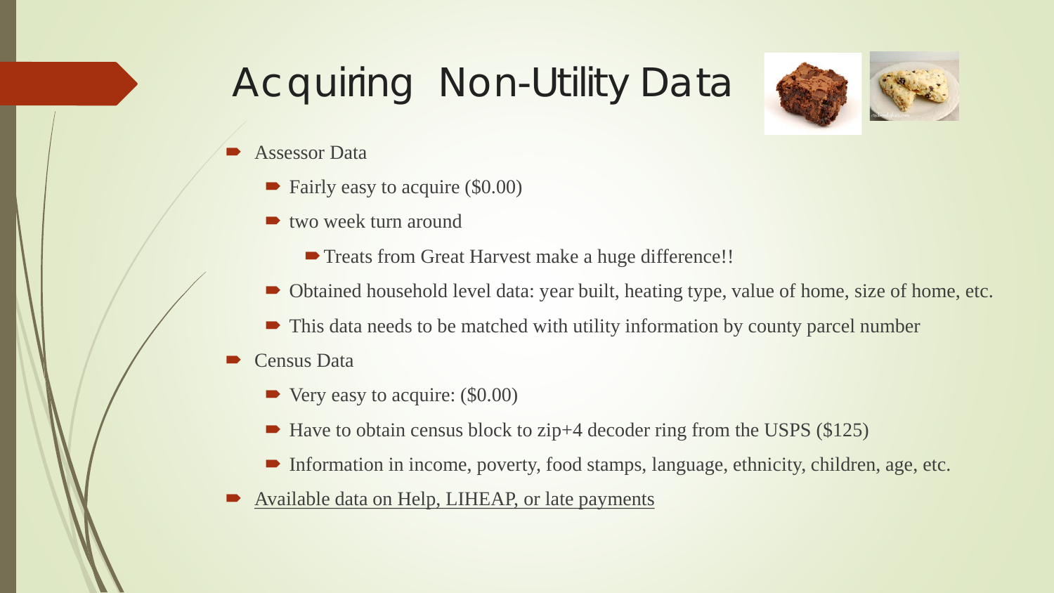# Acquiring Non-Utility Data

- Assessor Data
  - Fairly easy to acquire ($0.00)
  - two week turn around
    - Treats from Great Harvest make a huge difference!!
  - Obtained household level data: year built, heating type, value of home, size of home, etc.
  - This data needs to be matched with utility information by county parcel number
- Census Data
  - Very easy to acquire: ($0.00)
  - Have to obtain census block to zip+4 decoder ring from the USPS ($125)
  - Information in income, poverty, food stamps, language, ethnicity, children, age, etc.
- Available data on Help, LIHEAP, or late payments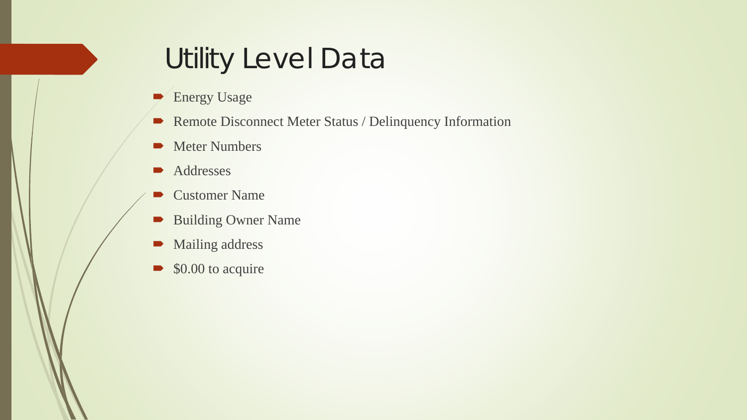# Utility Level Data

- Energy Usage
- Remote Disconnect Meter Status / Delinquency Information
- Meter Numbers
- Addresses
- Customer Name
- Building Owner Name
- Mailing address
- $0.00 to acquire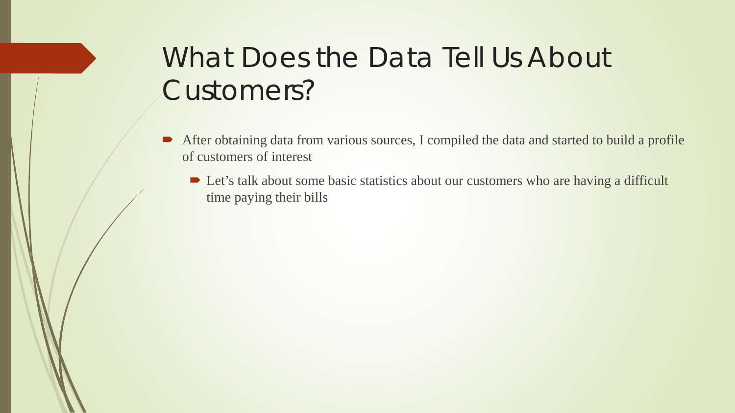# What Does the Data Tell Us About Customers?

- After obtaining data from various sources, I compiled the data and started to build a profile of customers of interest
  - Let's talk about some basic statistics about our customers who are having a difficult time paying their bills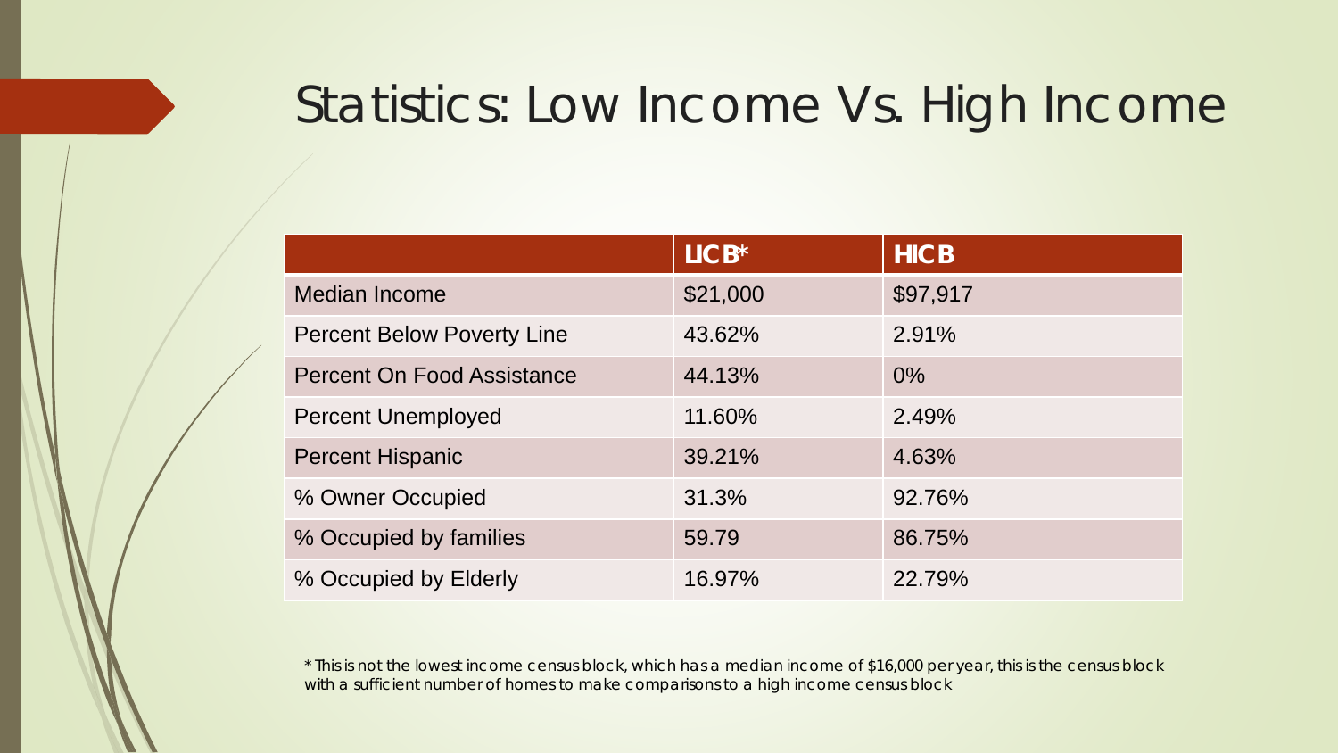# Statistics: Low Income Vs. High Income

| | LICB* | HICB |
|---|---|---|
| Median Income | $21,000 | $97,917 |
| Percent Below Poverty Line | 43.62% | 2.91% |
| Percent On Food Assistance | 44.13% | 0% |
| Percent Unemployed | 11.60% | 2.49% |
| Percent Hispanic | 39.21% | 4.63% |
| % Owner Occupied | 31.3% | 92.76% |
| % Occupied by families | 59.79 | 86.75% |
| % Occupied by Elderly | 16.97% | 22.79% |

*This is not the lowest income census block, which has a median income of $16,000 per year, this is the census block with a sufficient number of homes to make comparisons to a high income census block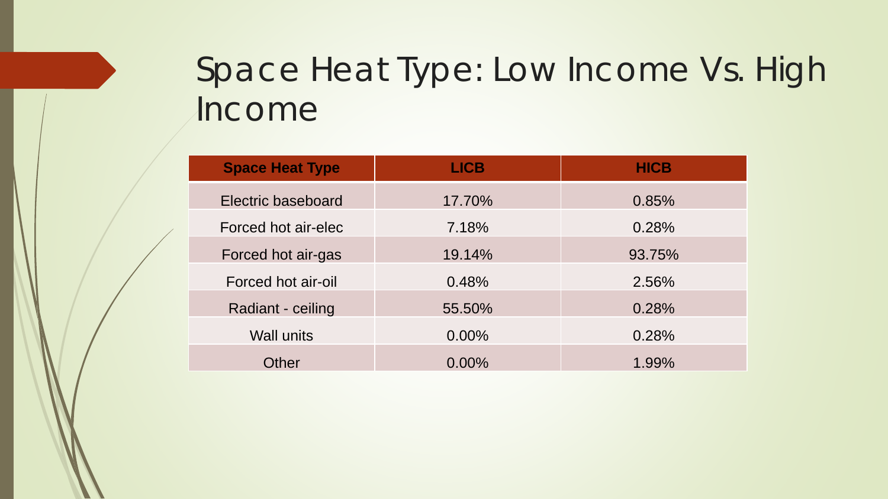# Space Heat Type: Low Income Vs. High Income

| Space Heat Type | LICB | HICB |
| --- | --- | --- |
| Electric baseboard | 17.70% | 0.85% |
| Forced hot air-elec | 7.18% | 0.28% |
| Forced hot air-gas | 19.14% | 93.75% |
| Forced hot air-oil | 0.48% | 2.56% |
| Radiant - ceiling | 55.50% | 0.28% |
| Wall units | 0.00% | 0.28% |
| Other | 0.00% | 1.99% |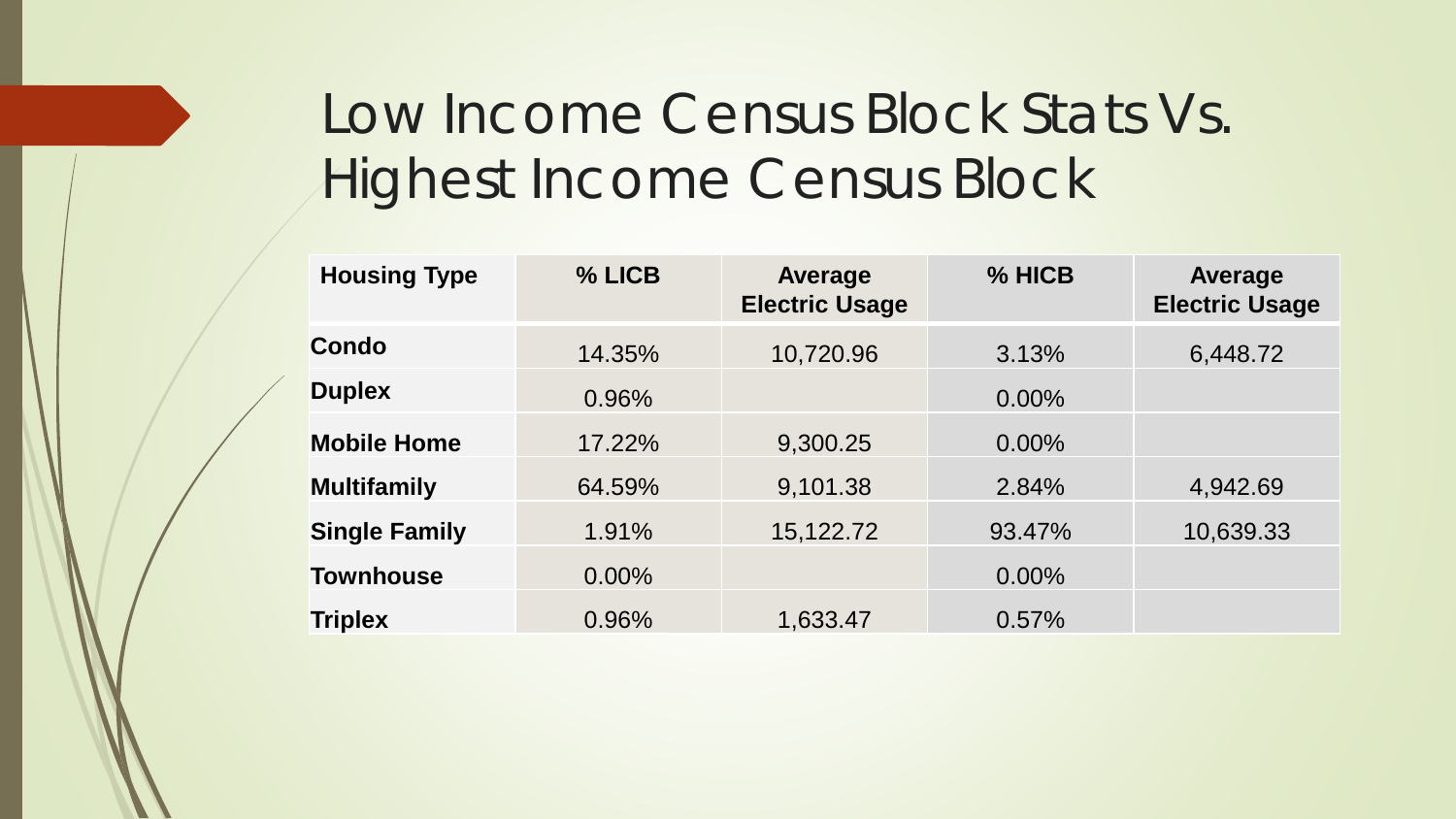# Low Income Census Block Stats Vs. Highest Income Census Block

| Housing Type | % LICB | Average Electric Usage | % HICB | Average Electric Usage |
|---|---|---|---|---|
| **Condo** | 14.35% | 10,720.96 | 3.13% | 6,448.72 |
| **Duplex** | 0.96% | | 0.00% | |
| **Mobile Home** | 17.22% | 9,300.25 | 0.00% | |
| **Multifamily** | 64.59% | 9,101.38 | 2.84% | 4,942.69 |
| **Single Family** | 1.91% | 15,122.72 | 93.47% | 10,639.33 |
| **Townhouse** | 0.00% | | 0.00% | |
| **Triplex** | 0.96% | 1,633.47 | 0.57% | |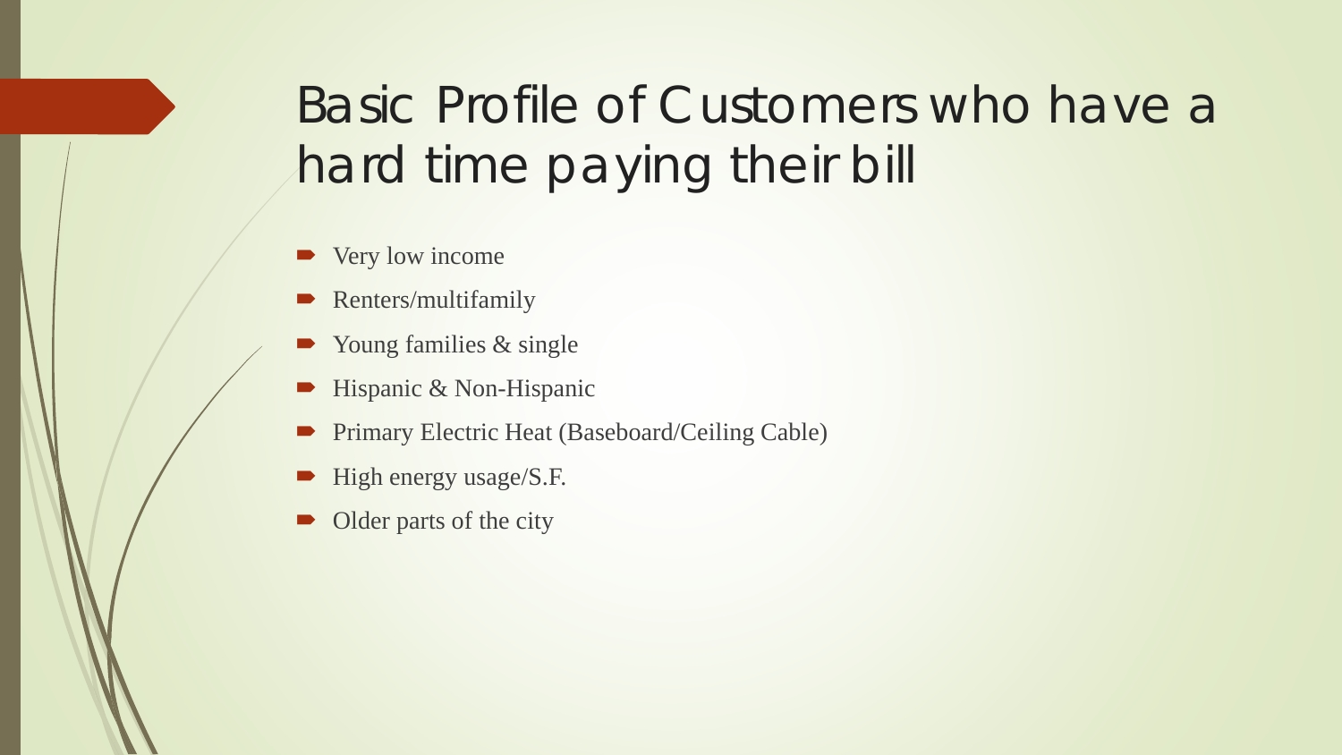# Basic Profile of Customers who have a hard time paying their bill

- Very low income
- Renters/multifamily
- Young families & single
- Hispanic & Non-Hispanic
- Primary Electric Heat (Baseboard/Ceiling Cable)
- High energy usage/S.F.
- Older parts of the city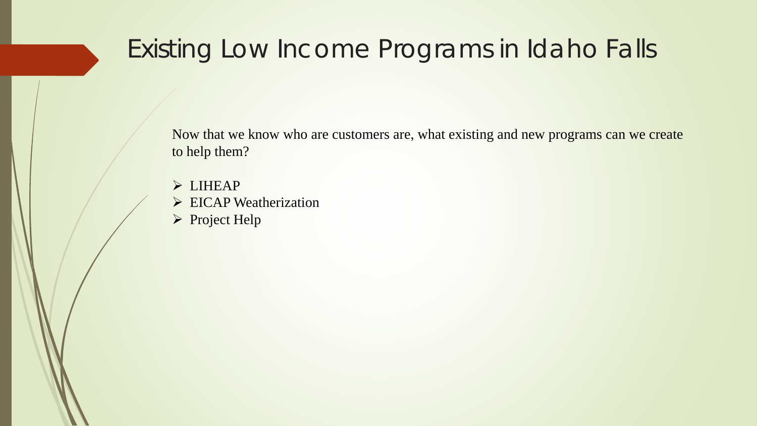# Existing Low Income Programs in Idaho Falls

Now that we know who are customers are, what existing and new programs can we create to help them?

- LIHEAP
- EICAP Weatherization
- Project Help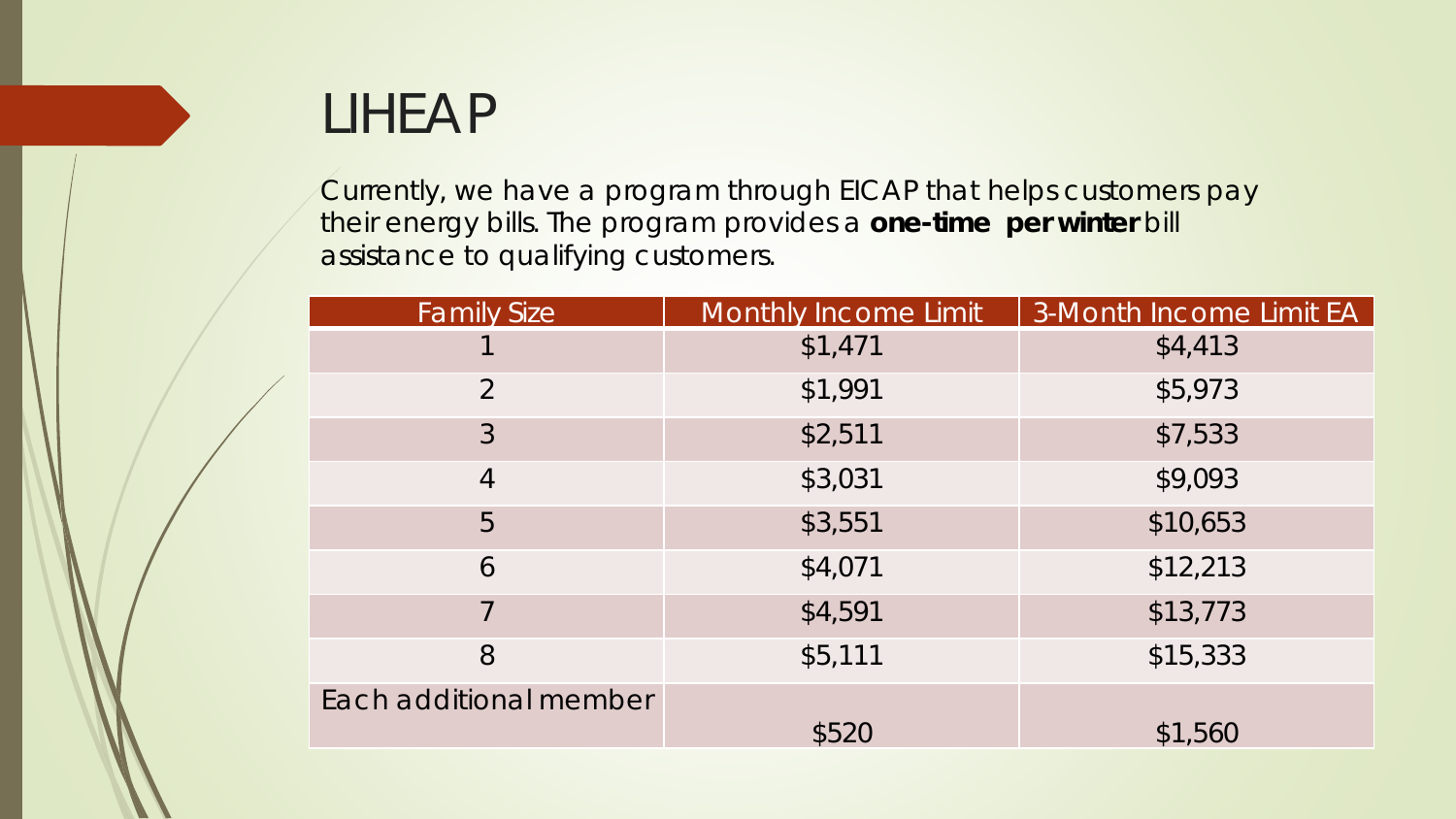# LIHEAP

Currently, we have a program through EICAP that helps customers pay their energy bills. The program provides a **one-time per winter** bill assistance to qualifying customers.

| Family Size | Monthly Income Limit | 3-Month Income Limit EA |
|---|---|---|
| 1 | $1,471 | $4,413 |
| 2 | $1,991 | $5,973 |
| 3 | $2,511 | $7,533 |
| 4 | $3,031 | $9,093 |
| 5 | $3,551 | $10,653 |
| 6 | $4,071 | $12,213 |
| 7 | $4,591 | $13,773 |
| 8 | $5,111 | $15,333 |
| Each additional member | $520 | $1,560 |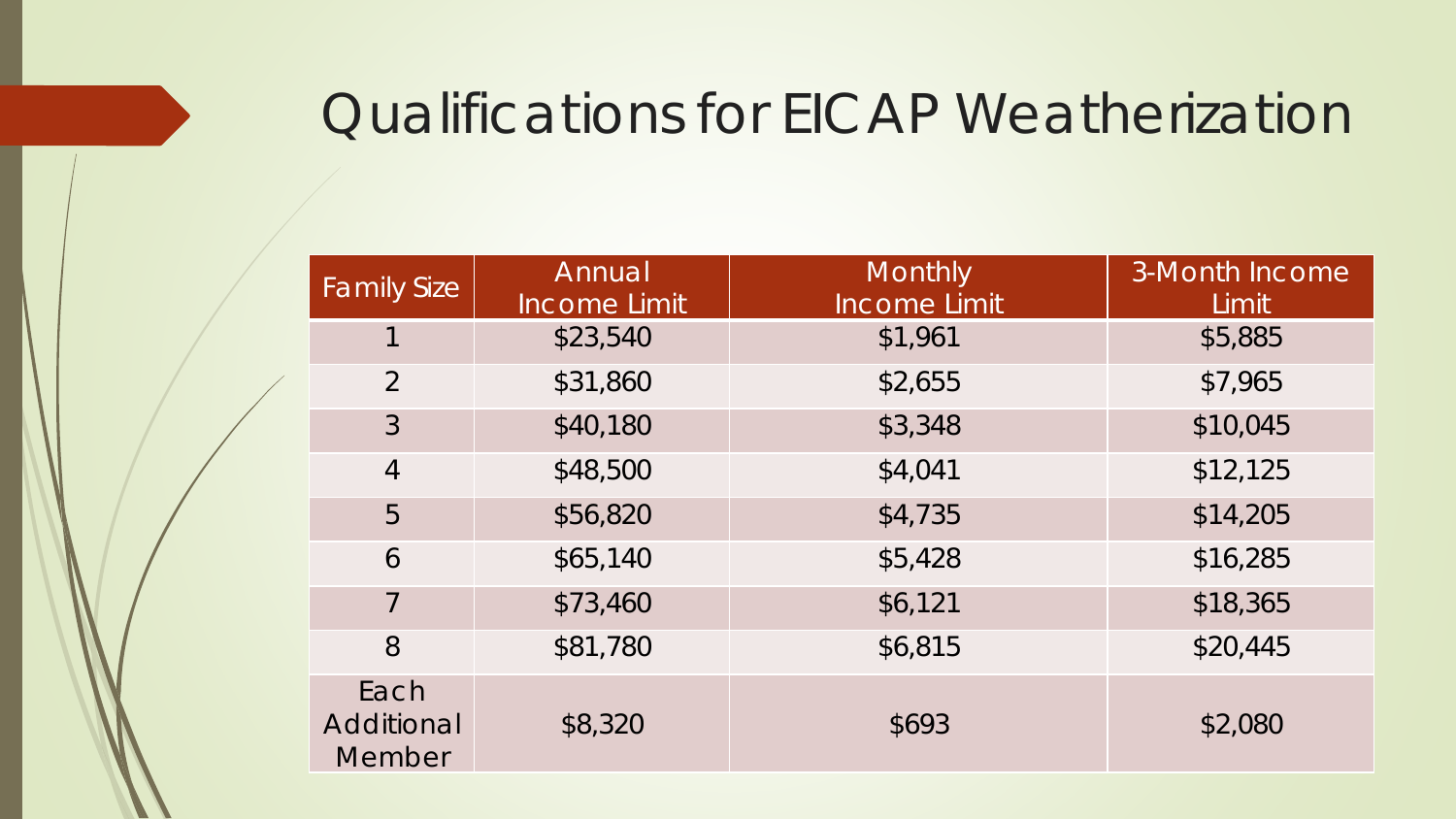# Qualifications for EICAP Weatherization

| Family Size | Annual Income Limit | Monthly Income Limit | 3-Month Income Limit |
|---|---|---|---|
| 1 | $23,540 | $1,961 | $5,885 |
| 2 | $31,860 | $2,655 | $7,965 |
| 3 | $40,180 | $3,348 | $10,045 |
| 4 | $48,500 | $4,041 | $12,125 |
| 5 | $56,820 | $4,735 | $14,205 |
| 6 | $65,140 | $5,428 | $16,285 |
| 7 | $73,460 | $6,121 | $18,365 |
| 8 | $81,780 | $6,815 | $20,445 |
| Each Additional Member | $8,320 | $693 | $2,080 |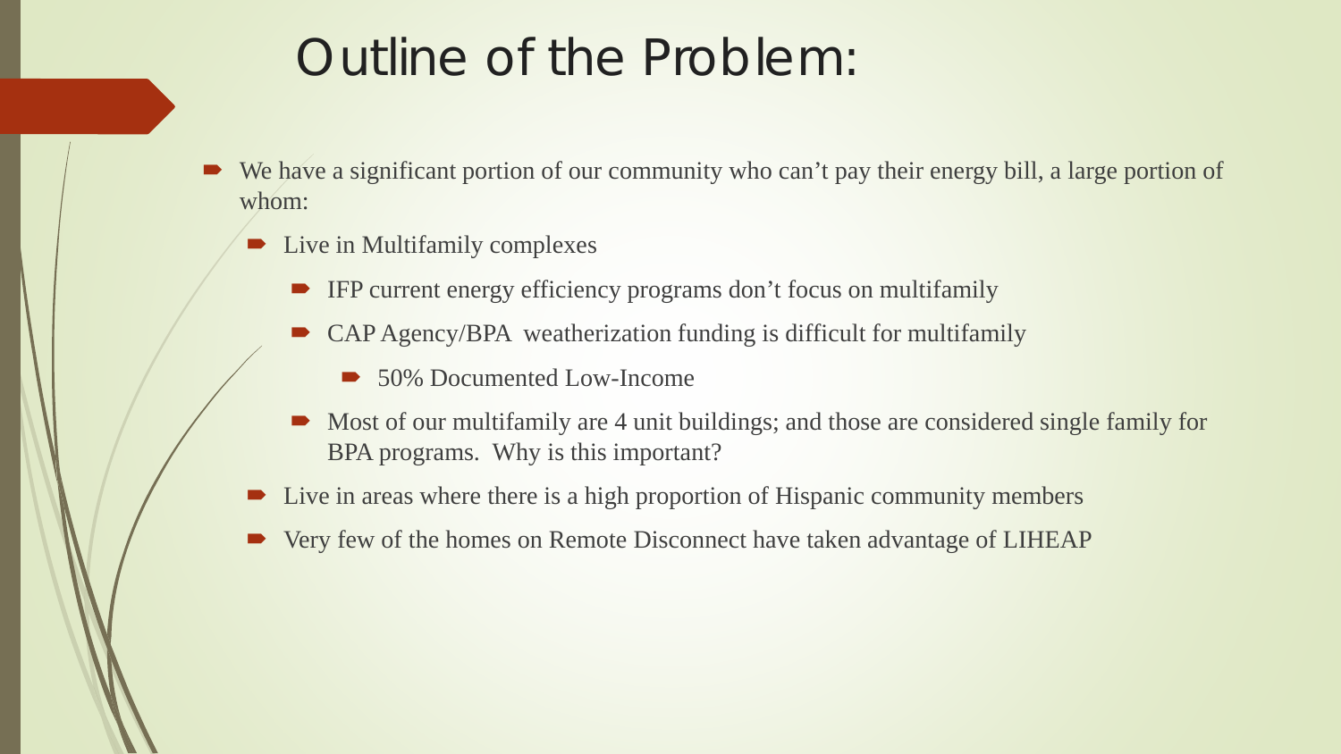# Outline of the Problem:

- We have a significant portion of our community who can't pay their energy bill, a large portion of whom:
  - Live in Multifamily complexes
    - IFP current energy efficiency programs don't focus on multifamily
    - CAP Agency/BPA weatherization funding is difficult for multifamily
      - 50% Documented Low-Income
    - Most of our multifamily are 4 unit buildings; and those are considered single family for BPA programs. Why is this important?
  - Live in areas where there is a high proportion of Hispanic community members
  - Very few of the homes on Remote Disconnect have taken advantage of LIHEAP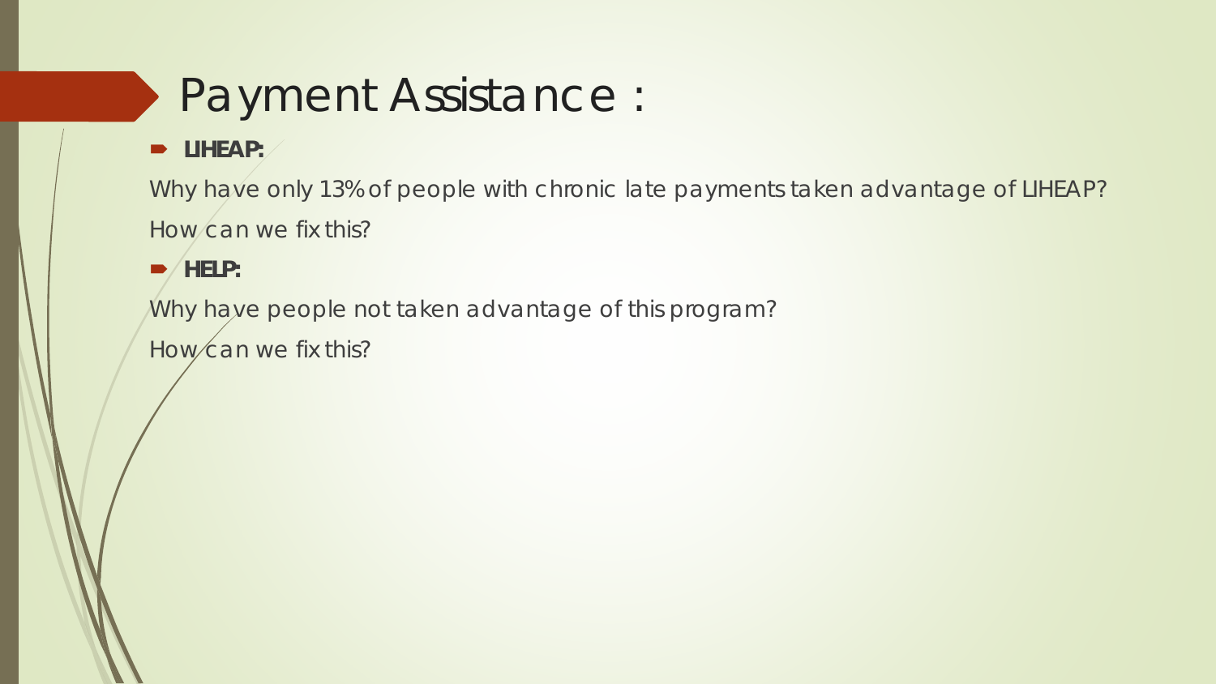# Payment Assistance :

- **LIHEAP:**

Why have only 13% of people with chronic late payments taken advantage of LIHEAP?

How can we fix this?

- **HELP:**

Why have people not taken advantage of this program?

How can we fix this?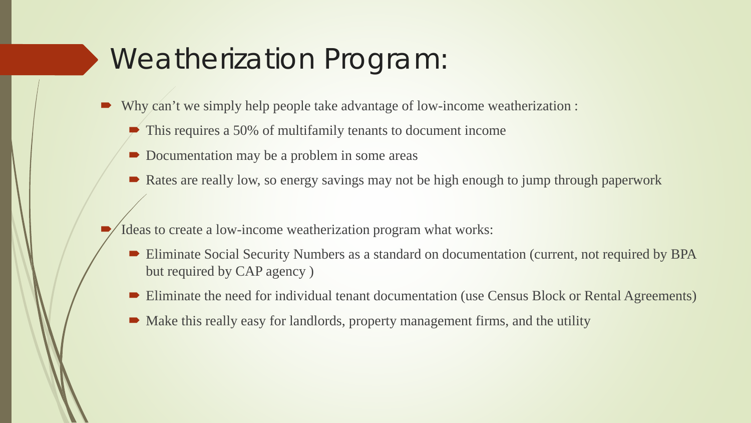# Weatherization Program:

- Why can't we simply help people take advantage of low-income weatherization :
  - This requires a 50% of multifamily tenants to document income
  - Documentation may be a problem in some areas
  - Rates are really low, so energy savings may not be high enough to jump through paperwork
- Ideas to create a low-income weatherization program what works:
  - Eliminate Social Security Numbers as a standard on documentation (current, not required by BPA but required by CAP agency )
  - Eliminate the need for individual tenant documentation (use Census Block or Rental Agreements)
  - Make this really easy for landlords, property management firms, and the utility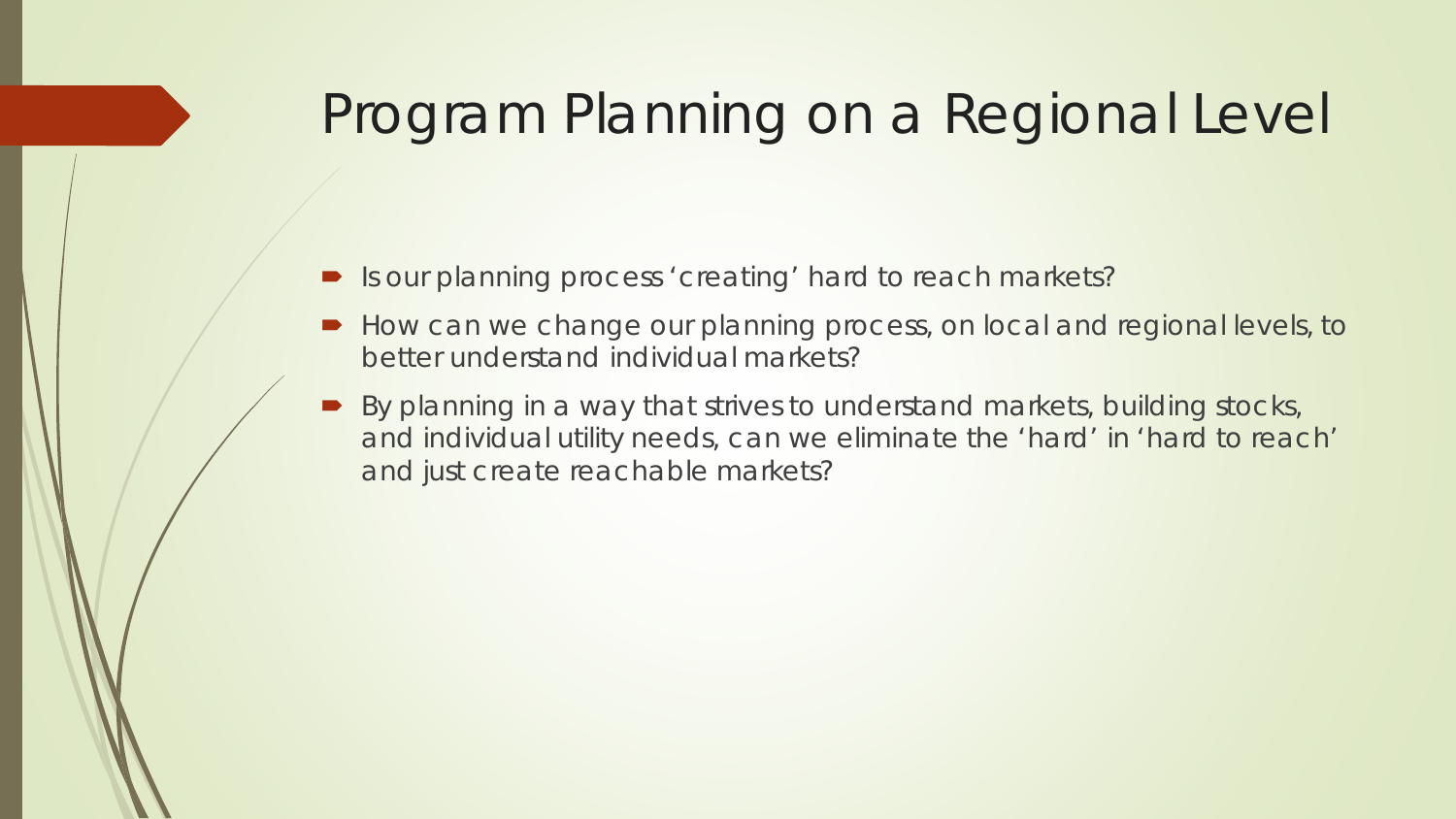# Program Planning on a Regional Level

- Is our planning process 'creating' hard to reach markets?
- How can we change our planning process, on local and regional levels, to better understand individual markets?
- By planning in a way that strives to understand markets, building stocks, and individual utility needs, can we eliminate the 'hard' in 'hard to reach' and just create reachable markets?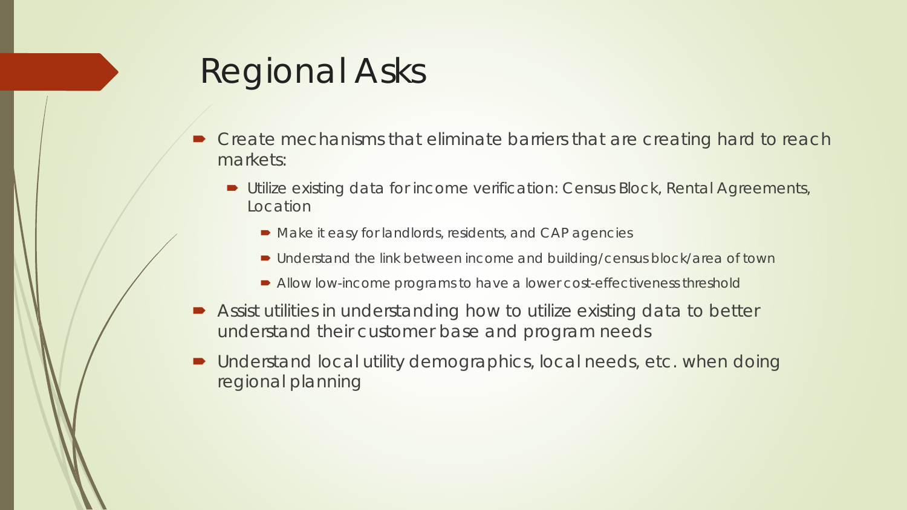# Regional Asks

- Create mechanisms that eliminate barriers that are creating hard to reach markets:
  - Utilize existing data for income verification: Census Block, Rental Agreements, Location
    - Make it easy for landlords, residents, and CAP agencies
    - Understand the link between income and building/census block/area of town
    - Allow low-income programs to have a lower cost-effectiveness threshold
- Assist utilities in understanding how to utilize existing data to better understand their customer base and program needs
- Understand local utility demographics, local needs, etc. when doing regional planning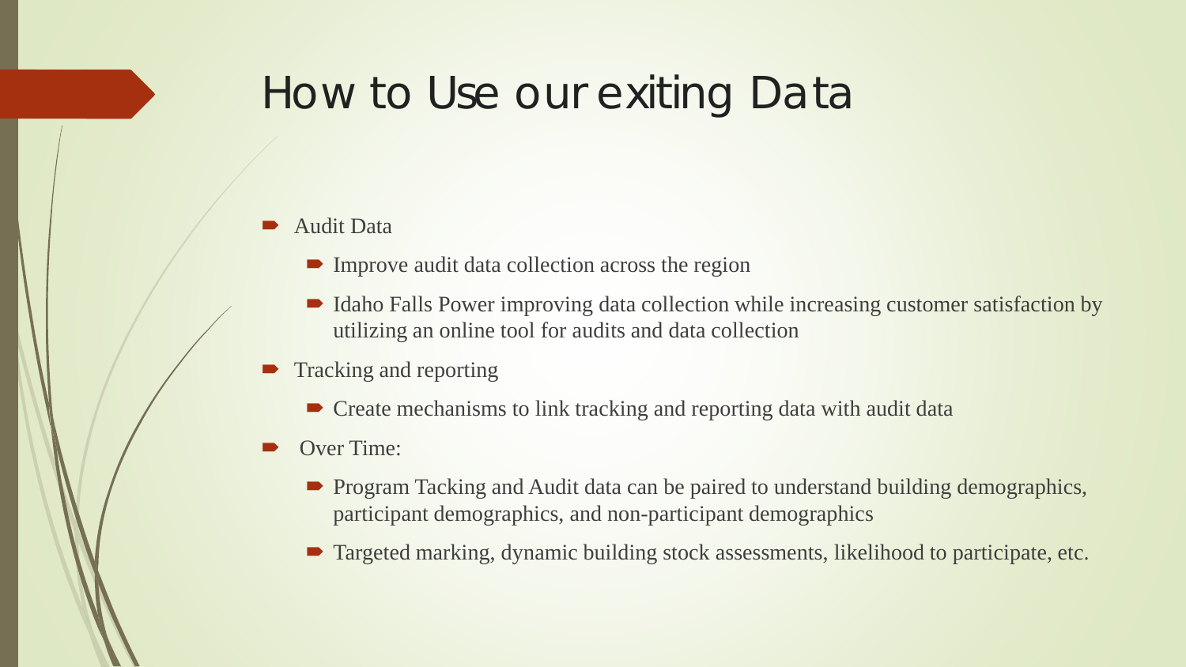# How to Use our exiting Data

- Audit Data
  - Improve audit data collection across the region
  - Idaho Falls Power improving data collection while increasing customer satisfaction by utilizing an online tool for audits and data collection
- Tracking and reporting
  - Create mechanisms to link tracking and reporting data with audit data
- Over Time:
  - Program Tacking and Audit data can be paired to understand building demographics, participant demographics, and non-participant demographics
  - Targeted marking, dynamic building stock assessments, likelihood to participate, etc.